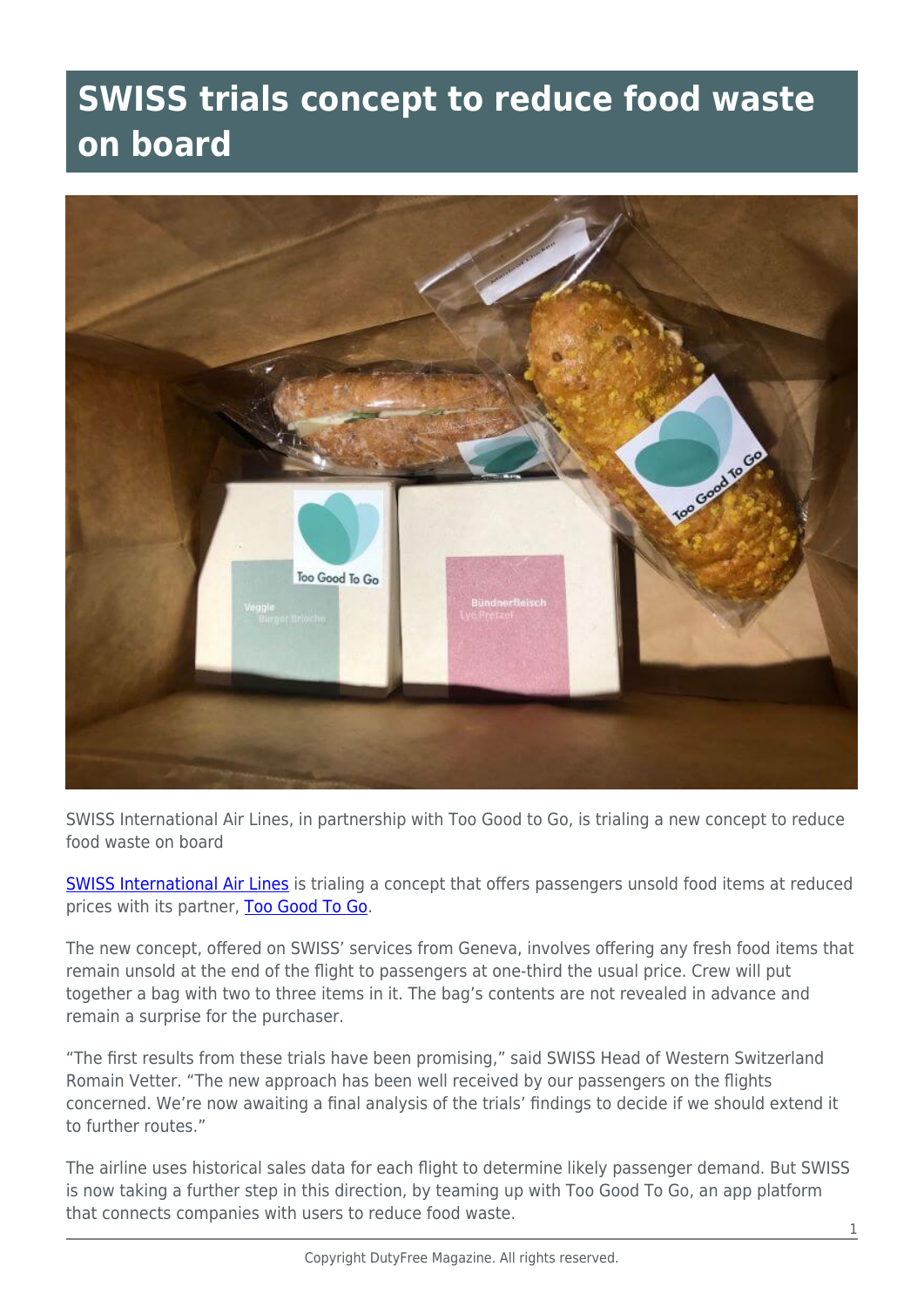# SWISS trials concept to reduce food waste on board

SWISS International Air Lines, in partnership with Too Good to Go, is trialing a new concept to reduce food waste on board

SWISS International Air Lines is trialing a concept that offers passengers unsold food items at reduced prices with its partner, Too Good To Go.

The new concept, offered on SWISS' services from Geneva, involves offering any fresh food items that remain unsold at the end of the flight to passengers at one-third the usual price. Crew will put together a bag with two to three items in it. The bag's contents are not revealed in advance and remain a surprise for the purchaser.

"The first results from these trials have been promising," said SWISS Head of Western Switzerland Romain Vetter. "The new approach has been well received by our passengers on the flights concerned. We're now awaiting a final analysis of the trials' findings to decide if we should extend it to further routes."

The airline uses historical sales data for each flight to determine likely passenger demand. But SWISS is now taking a further step in this direction, by teaming up with Too Good To Go, an app platform that connects companies with users to reduce food waste.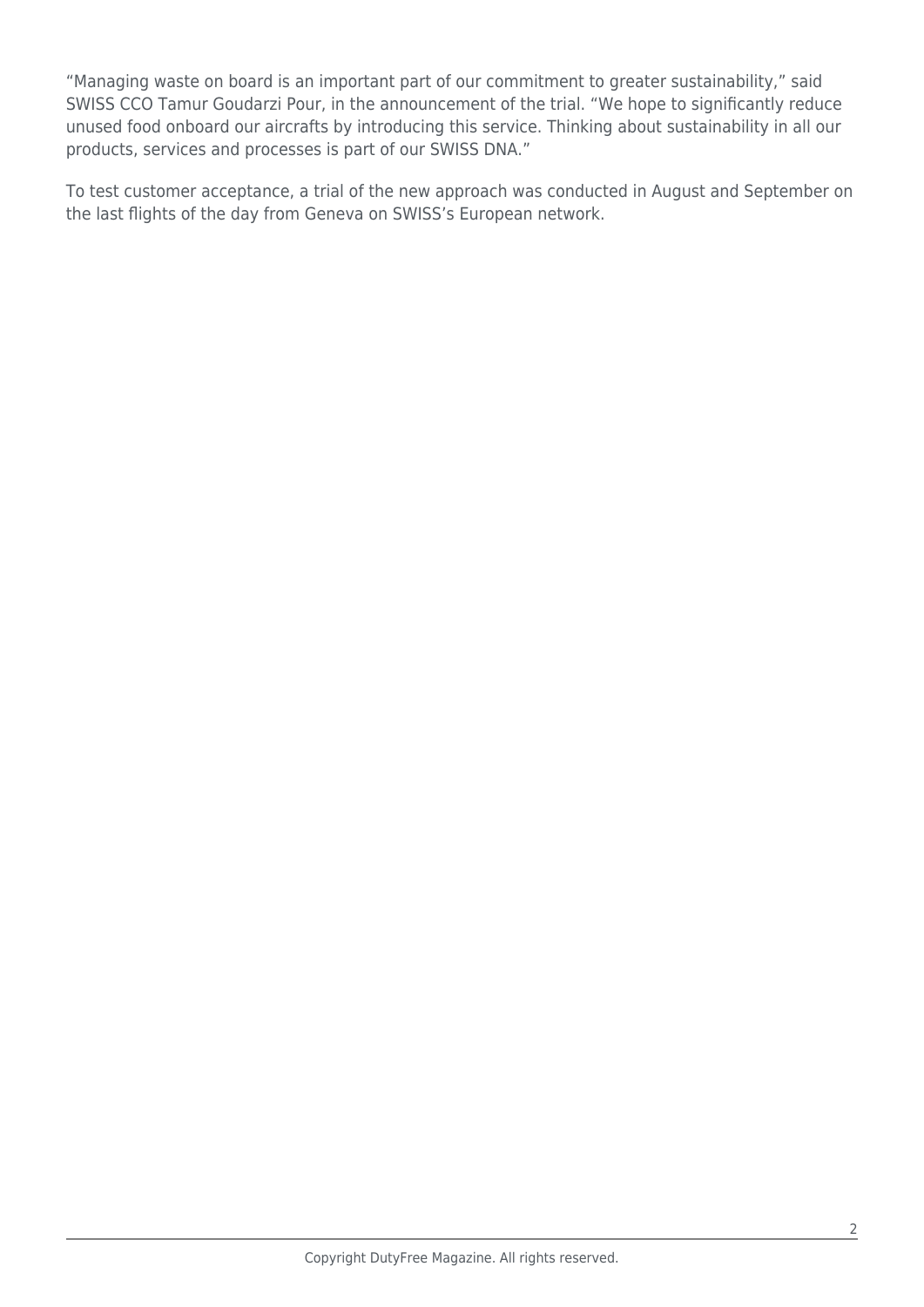"Managing waste on board is an important part of our commitment to greater sustainability," said SWISS CCO Tamur Goudarzi Pour, in the announcement of the trial. "We hope to significantly reduce unused food onboard our aircrafts by introducing this service. Thinking about sustainability in all our products, services and processes is part of our SWISS DNA."

To test customer acceptance, a trial of the new approach was conducted in August and September on the last flights of the day from Geneva on SWISS's European network.